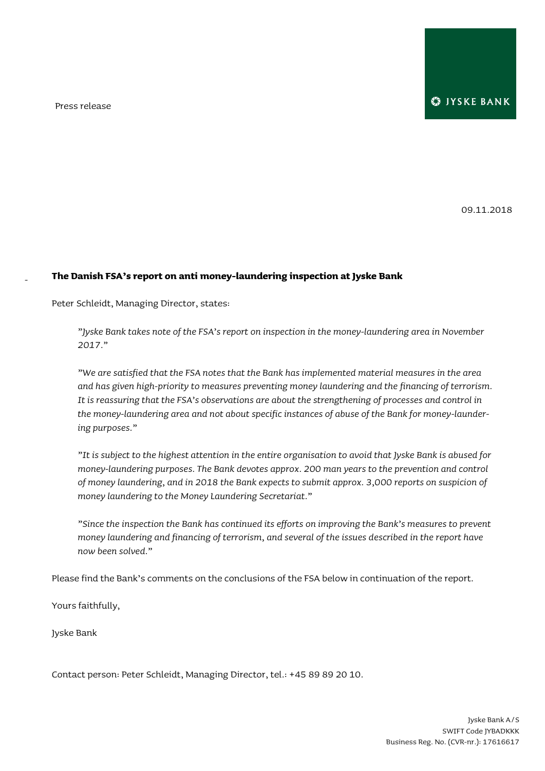Press release

09.11.2018

**The Danish FSA's report on anti money-laundering inspection at Jyske Bank**

Peter Schleidt, Managing Director, states:

> *"Jyske Bank takes note of the FSA's report on inspection in the money-laundering area in November 2017."*
>
> *"We are satisfied that the FSA notes that the Bank has implemented material measures in the area and has given high-priority to measures preventing money laundering and the financing of terrorism. It is reassuring that the FSA's observations are about the strengthening of processes and control in the money-laundering area and not about specific instances of abuse of the Bank for money-laundering purposes."*
>
> *"It is subject to the highest attention in the entire organisation to avoid that Jyske Bank is abused for money-laundering purposes. The Bank devotes approx. 200 man years to the prevention and control of money laundering, and in 2018 the Bank expects to submit approx. 3,000 reports on suspicion of money laundering to the Money Laundering Secretariat."*
>
> *"Since the inspection the Bank has continued its efforts on improving the Bank's measures to prevent money laundering and financing of terrorism, and several of the issues described in the report have now been solved."*

Please find the Bank's comments on the conclusions of the FSA below in continuation of the report.

Yours faithfully,

Jyske Bank

Contact person: Peter Schleidt, Managing Director, tel.: +45 89 89 20 10.

Jyske Bank A/S
SWIFT Code JYBADKKK
Business Reg. No. (CVR-nr.): 17616617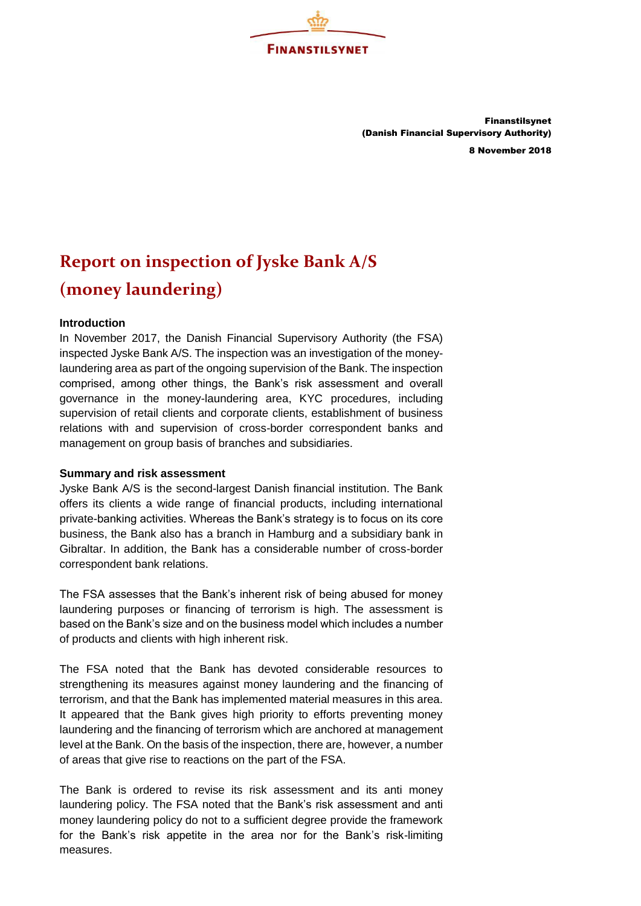Finanstilsynet
(Danish Financial Supervisory Authority)

8 November 2018

# Report on inspection of Jyske Bank A/S (money laundering)

**Introduction**

In November 2017, the Danish Financial Supervisory Authority (the FSA) inspected Jyske Bank A/S. The inspection was an investigation of the money-laundering area as part of the ongoing supervision of the Bank. The inspection comprised, among other things, the Bank's risk assessment and overall governance in the money-laundering area, KYC procedures, including supervision of retail clients and corporate clients, establishment of business relations with and supervision of cross-border correspondent banks and management on group basis of branches and subsidiaries.

**Summary and risk assessment**

Jyske Bank A/S is the second-largest Danish financial institution. The Bank offers its clients a wide range of financial products, including international private-banking activities. Whereas the Bank's strategy is to focus on its core business, the Bank also has a branch in Hamburg and a subsidiary bank in Gibraltar. In addition, the Bank has a considerable number of cross-border correspondent bank relations.

The FSA assesses that the Bank's inherent risk of being abused for money laundering purposes or financing of terrorism is high. The assessment is based on the Bank's size and on the business model which includes a number of products and clients with high inherent risk.

The FSA noted that the Bank has devoted considerable resources to strengthening its measures against money laundering and the financing of terrorism, and that the Bank has implemented material measures in this area. It appeared that the Bank gives high priority to efforts preventing money laundering and the financing of terrorism which are anchored at management level at the Bank. On the basis of the inspection, there are, however, a number of areas that give rise to reactions on the part of the FSA.

The Bank is ordered to revise its risk assessment and its anti money laundering policy. The FSA noted that the Bank's risk assessment and anti money laundering policy do not to a sufficient degree provide the framework for the Bank's risk appetite in the area nor for the Bank's risk-limiting measures.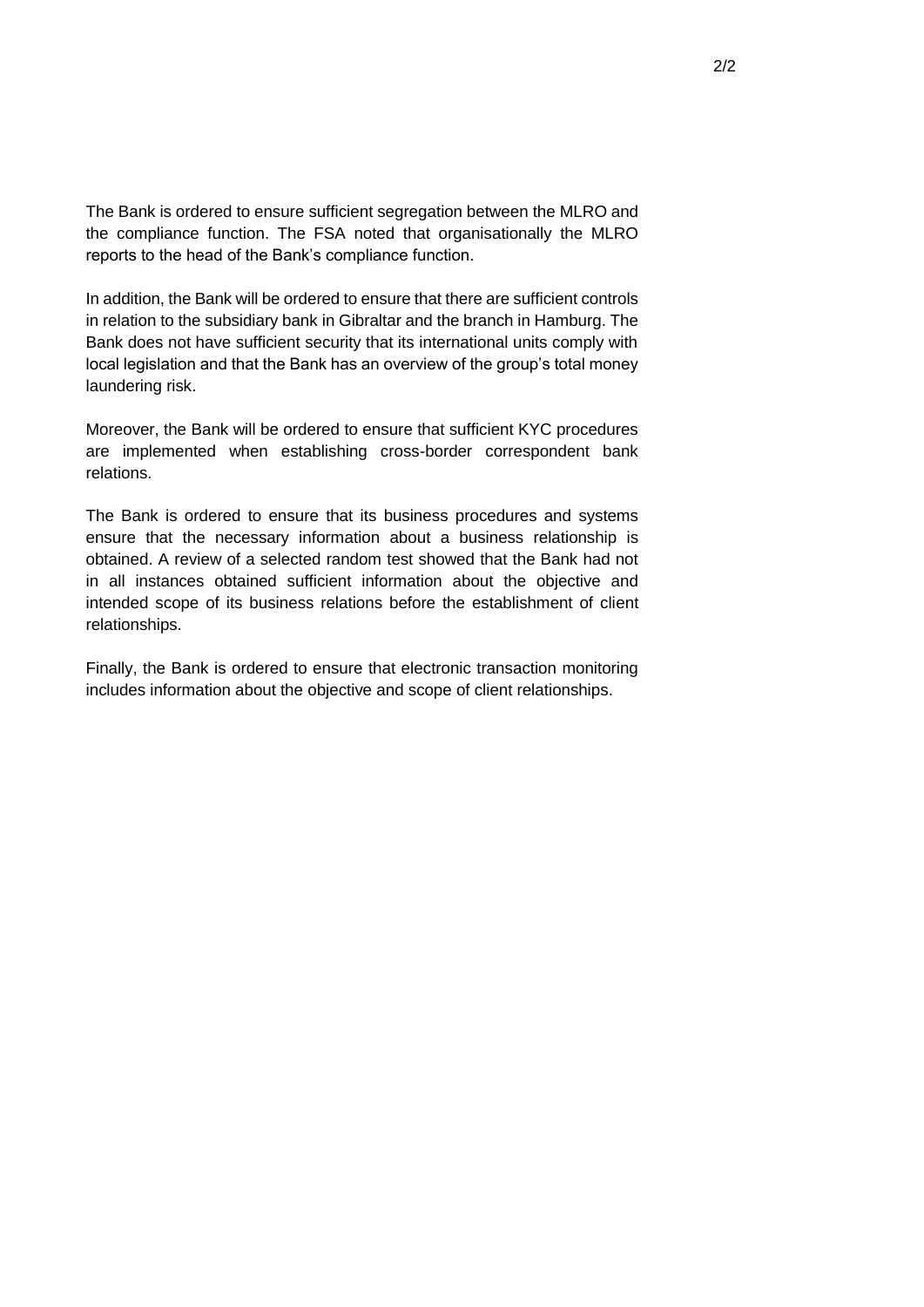The Bank is ordered to ensure sufficient segregation between the MLRO and the compliance function. The FSA noted that organisationally the MLRO reports to the head of the Bank's compliance function.

In addition, the Bank will be ordered to ensure that there are sufficient controls in relation to the subsidiary bank in Gibraltar and the branch in Hamburg. The Bank does not have sufficient security that its international units comply with local legislation and that the Bank has an overview of the group's total money laundering risk.

Moreover, the Bank will be ordered to ensure that sufficient KYC procedures are implemented when establishing cross-border correspondent bank relations.

The Bank is ordered to ensure that its business procedures and systems ensure that the necessary information about a business relationship is obtained. A review of a selected random test showed that the Bank had not in all instances obtained sufficient information about the objective and intended scope of its business relations before the establishment of client relationships.

Finally, the Bank is ordered to ensure that electronic transaction monitoring includes information about the objective and scope of client relationships.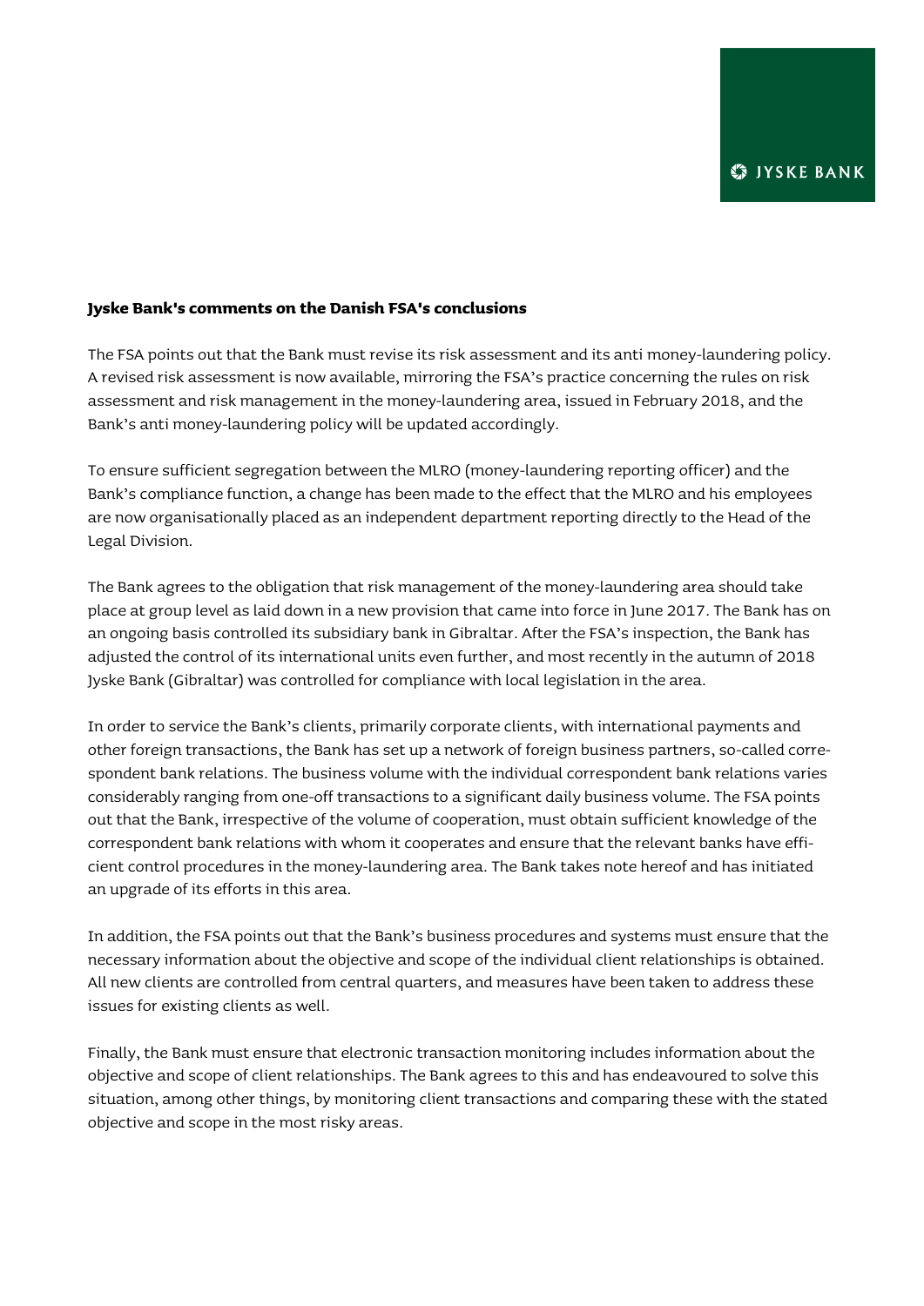**Jyske Bank's comments on the Danish FSA's conclusions**

The FSA points out that the Bank must revise its risk assessment and its anti money-laundering policy. A revised risk assessment is now available, mirroring the FSA's practice concerning the rules on risk assessment and risk management in the money-laundering area, issued in February 2018, and the Bank's anti money-laundering policy will be updated accordingly.

To ensure sufficient segregation between the MLRO (money-laundering reporting officer) and the Bank's compliance function, a change has been made to the effect that the MLRO and his employees are now organisationally placed as an independent department reporting directly to the Head of the Legal Division.

The Bank agrees to the obligation that risk management of the money-laundering area should take place at group level as laid down in a new provision that came into force in June 2017. The Bank has on an ongoing basis controlled its subsidiary bank in Gibraltar. After the FSA's inspection, the Bank has adjusted the control of its international units even further, and most recently in the autumn of 2018 Jyske Bank (Gibraltar) was controlled for compliance with local legislation in the area.

In order to service the Bank's clients, primarily corporate clients, with international payments and other foreign transactions, the Bank has set up a network of foreign business partners, so-called correspondent bank relations. The business volume with the individual correspondent bank relations varies considerably ranging from one-off transactions to a significant daily business volume. The FSA points out that the Bank, irrespective of the volume of cooperation, must obtain sufficient knowledge of the correspondent bank relations with whom it cooperates and ensure that the relevant banks have efficient control procedures in the money-laundering area. The Bank takes note hereof and has initiated an upgrade of its efforts in this area.

In addition, the FSA points out that the Bank's business procedures and systems must ensure that the necessary information about the objective and scope of the individual client relationships is obtained. All new clients are controlled from central quarters, and measures have been taken to address these issues for existing clients as well.

Finally, the Bank must ensure that electronic transaction monitoring includes information about the objective and scope of client relationships. The Bank agrees to this and has endeavoured to solve this situation, among other things, by monitoring client transactions and comparing these with the stated objective and scope in the most risky areas.